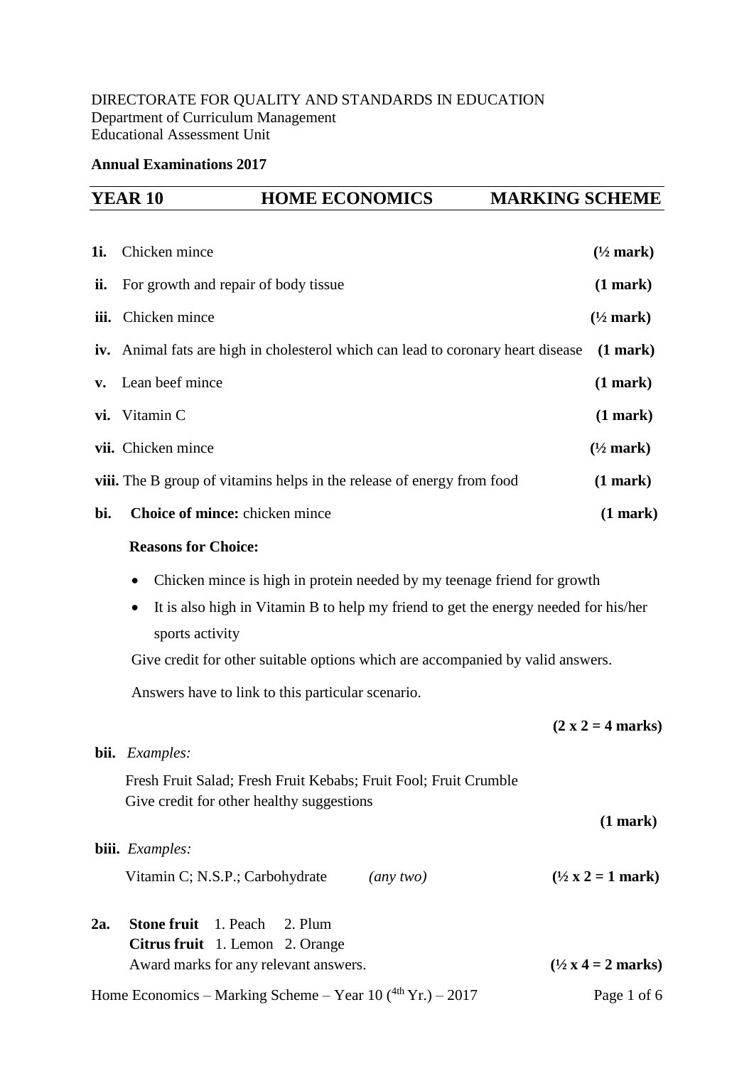DIRECTORATE FOR QUALITY AND STANDARDS IN EDUCATION
Department of Curriculum Management
Educational Assessment Unit

**Annual Examinations 2017**

## YEAR 10 HOME ECONOMICS MARKING SCHEME

**1i.** Chicken mince **(½ mark)**

**ii.** For growth and repair of body tissue **(1 mark)**

**iii.** Chicken mince **(½ mark)**

**iv.** Animal fats are high in cholesterol which can lead to coronary heart disease **(1 mark)**

**v.** Lean beef mince **(1 mark)**

**vi.** Vitamin C **(1 mark)**

**vii.** Chicken mince **(½ mark)**

**viii.** The B group of vitamins helps in the release of energy from food **(1 mark)**

**bi.** **Choice of mince:** chicken mince **(1 mark)**

**Reasons for Choice:**

- Chicken mince is high in protein needed by my teenage friend for growth
- It is also high in Vitamin B to help my friend to get the energy needed for his/her sports activity

Give credit for other suitable options which are accompanied by valid answers.

Answers have to link to this particular scenario.

**(2 x 2 = 4 marks)**

**bii.** *Examples:*

Fresh Fruit Salad; Fresh Fruit Kebabs; Fruit Fool; Fruit Crumble
Give credit for other healthy suggestions

**(1 mark)**

**biii.** *Examples:*

Vitamin C; N.S.P.; Carbohydrate *(any two)* **(½ x 2 = 1 mark)**

**2a.** **Stone fruit** 1. Peach 2. Plum
**Citrus fruit** 1. Lemon 2. Orange
Award marks for any relevant answers. **(½ x 4 = 2 marks)**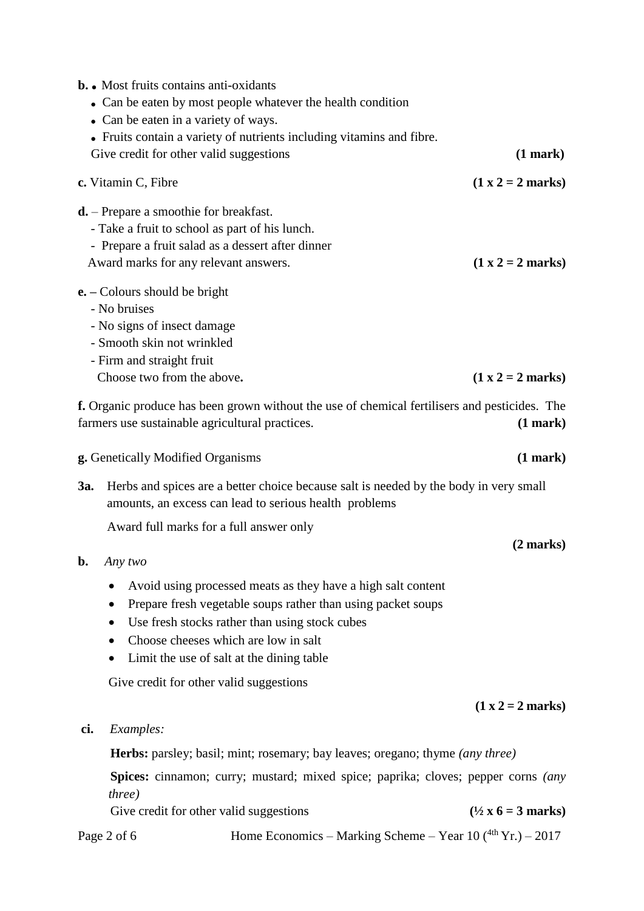**b.** • Most fruits contains anti-oxidants

- Can be eaten by most people whatever the health condition
- Can be eaten in a variety of ways.
- Fruits contain a variety of nutrients including vitamins and fibre.

Give credit for other valid suggestions **(1 mark)**

**c.** Vitamin C, Fibre **(1 x 2 = 2 marks)**

**d.** – Prepare a smoothie for breakfast.

- Take a fruit to school as part of his lunch.
- Prepare a fruit salad as a dessert after dinner

Award marks for any relevant answers. **(1 x 2 = 2 marks)**

**e. –** Colours should be bright

- No bruises
- No signs of insect damage
- Smooth skin not wrinkled
- Firm and straight fruit

Choose two from the above**.** **(1 x 2 = 2 marks)**

**f.** Organic produce has been grown without the use of chemical fertilisers and pesticides. The farmers use sustainable agricultural practices. **(1 mark)**

**g.** Genetically Modified Organisms **(1 mark)**

**3a.** Herbs and spices are a better choice because salt is needed by the body in very small amounts, an excess can lead to serious health problems

Award full marks for a full answer only

**(2 marks)**

**b.** *Any two*

- Avoid using processed meats as they have a high salt content
- Prepare fresh vegetable soups rather than using packet soups
- Use fresh stocks rather than using stock cubes
- Choose cheeses which are low in salt
- Limit the use of salt at the dining table

Give credit for other valid suggestions

**(1 x 2 = 2 marks)**

**ci.** *Examples:*

**Herbs:** parsley; basil; mint; rosemary; bay leaves; oregano; thyme *(any three)*

**Spices:** cinnamon; curry; mustard; mixed spice; paprika; cloves; pepper corns *(any three)*

Give credit for other valid suggestions **(½ x 6 = 3 marks)**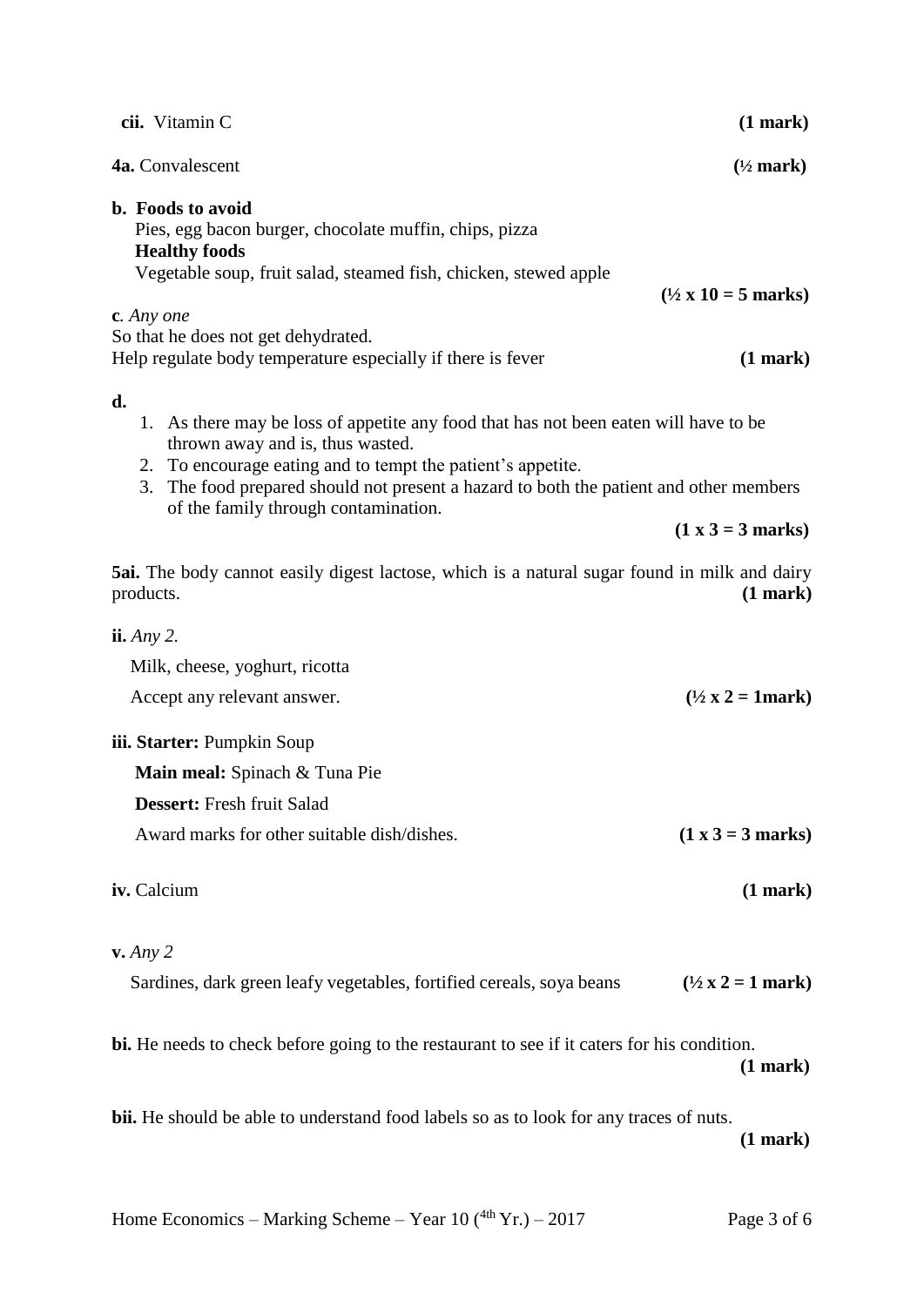**cii.** Vitamin C **(1 mark)**

**4a.** Convalescent **(½ mark)**

**b. Foods to avoid**

Pies, egg bacon burger, chocolate muffin, chips, pizza

**Healthy foods**

Vegetable soup, fruit salad, steamed fish, chicken, stewed apple

**(½ x 10 = 5 marks)**

**c**. *Any one*

So that he does not get dehydrated.

Help regulate body temperature especially if there is fever **(1 mark)**

**d.**

1. As there may be loss of appetite any food that has not been eaten will have to be thrown away and is, thus wasted.
2. To encourage eating and to tempt the patient's appetite.
3. The food prepared should not present a hazard to both the patient and other members of the family through contamination.

**(1 x 3 = 3 marks)**

**5ai.** The body cannot easily digest lactose, which is a natural sugar found in milk and dairy products. **(1 mark)**

**ii.** *Any 2.*

Milk, cheese, yoghurt, ricotta

Accept any relevant answer. **(½ x 2 = 1mark)**

**iii. Starter:** Pumpkin Soup

**Main meal:** Spinach & Tuna Pie

**Dessert:** Fresh fruit Salad

Award marks for other suitable dish/dishes. **(1 x 3 = 3 marks)**

**iv.** Calcium **(1 mark)**

**v.** *Any 2*

Sardines, dark green leafy vegetables, fortified cereals, soya beans **(½ x 2 = 1 mark)**

**bi.** He needs to check before going to the restaurant to see if it caters for his condition. **(1 mark)**

**bii.** He should be able to understand food labels so as to look for any traces of nuts. **(1 mark)**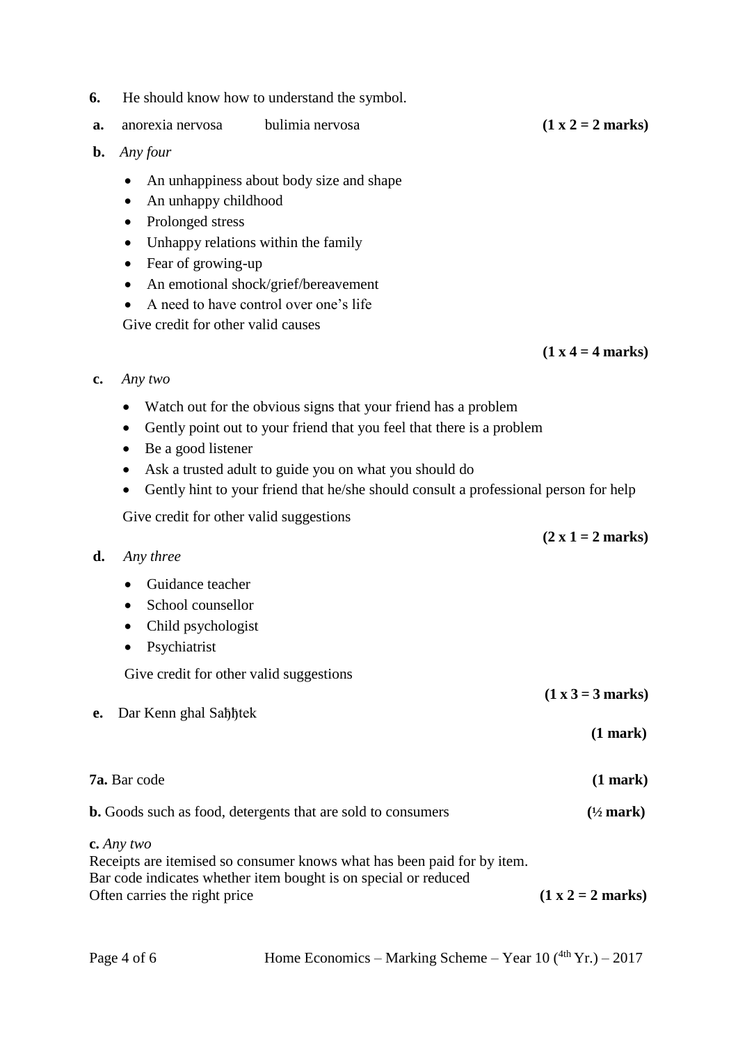**6.** He should know how to understand the symbol.

**a.** anorexia nervosa     bulimia nervosa **(1 x 2 = 2 marks)**

**b.** *Any four*

- An unhappiness about body size and shape
- An unhappy childhood
- Prolonged stress
- Unhappy relations within the family
- Fear of growing-up
- An emotional shock/grief/bereavement
- A need to have control over one's life

Give credit for other valid causes

**(1 x 4 = 4 marks)**

**c.** *Any two*

- Watch out for the obvious signs that your friend has a problem
- Gently point out to your friend that you feel that there is a problem
- Be a good listener
- Ask a trusted adult to guide you on what you should do
- Gently hint to your friend that he/she should consult a professional person for help

Give credit for other valid suggestions

**(2 x 1 = 2 marks)**

**d.** *Any three*

- Guidance teacher
- School counsellor
- Child psychologist
- Psychiatrist

Give credit for other valid suggestions

**(1 x 3 = 3 marks)**

**e.** Dar Kenn ghal Saħħtek

**(1 mark)**

**7a.** Bar code **(1 mark)**

**b.** Goods such as food, detergents that are sold to consumers **(½ mark)**

**c.** *Any two*
Receipts are itemised so consumer knows what has been paid for by item.
Bar code indicates whether item bought is on special or reduced
Often carries the right price **(1 x 2 = 2 marks)**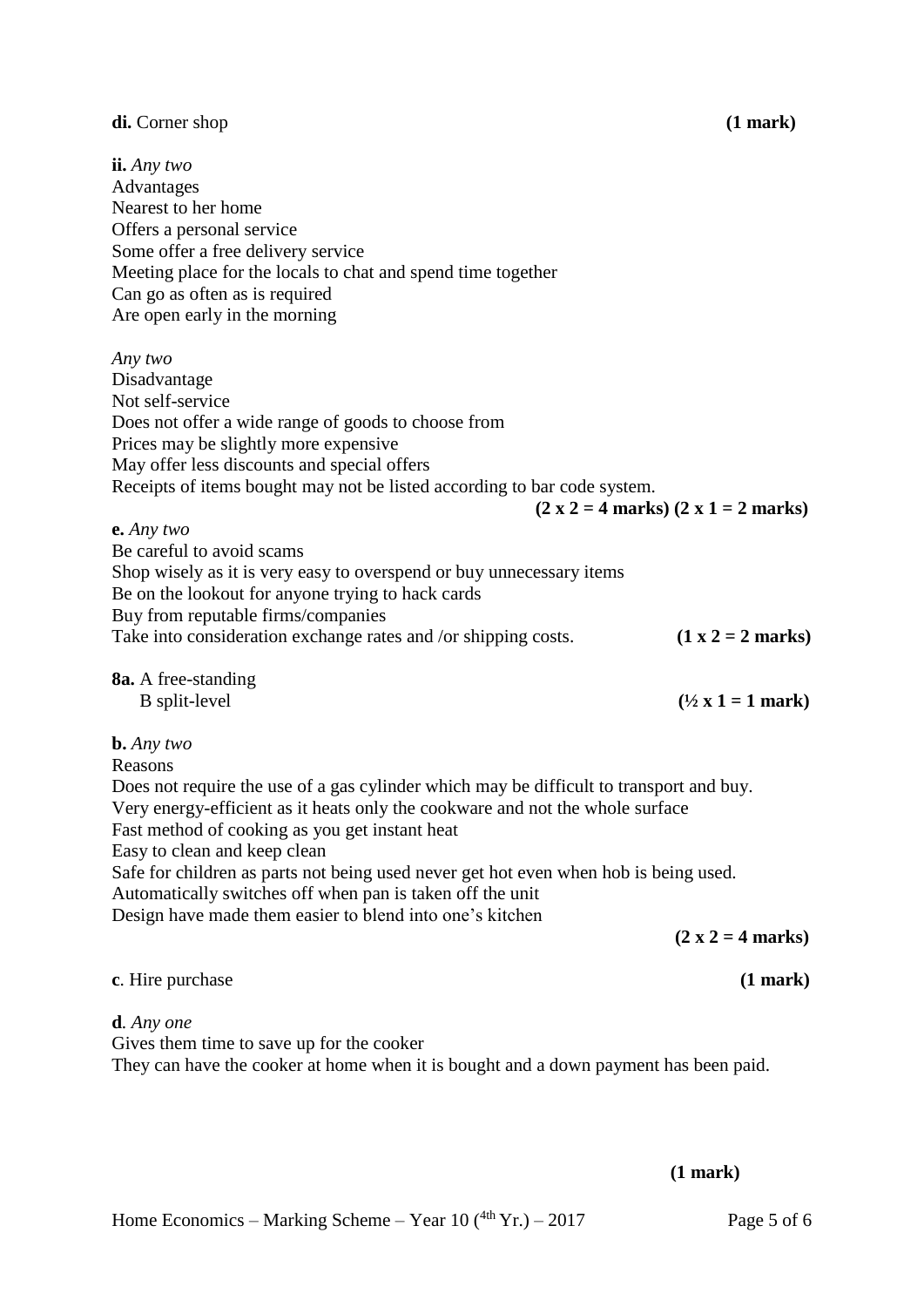**di.** Corner shop **(1 mark)**

**ii.** *Any two*

Advantages

Nearest to her home

Offers a personal service

Some offer a free delivery service

Meeting place for the locals to chat and spend time together

Can go as often as is required

Are open early in the morning

*Any two*

Disadvantage

Not self-service

Does not offer a wide range of goods to choose from

Prices may be slightly more expensive

May offer less discounts and special offers

Receipts of items bought may not be listed according to bar code system.

**(2 x 2 = 4 marks) (2 x 1 = 2 marks)**

**e.** *Any two*

Be careful to avoid scams

Shop wisely as it is very easy to overspend or buy unnecessary items

Be on the lookout for anyone trying to hack cards

Buy from reputable firms/companies

Take into consideration exchange rates and /or shipping costs. **(1 x 2 = 2 marks)**

**8a.** A free-standing

B split-level **(½ x 1 = 1 mark)**

**b.** *Any two*

Reasons

Does not require the use of a gas cylinder which may be difficult to transport and buy.

Very energy-efficient as it heats only the cookware and not the whole surface

Fast method of cooking as you get instant heat

Easy to clean and keep clean

Safe for children as parts not being used never get hot even when hob is being used.

Automatically switches off when pan is taken off the unit

Design have made them easier to blend into one's kitchen

**(2 x 2 = 4 marks)**

**c**. Hire purchase **(1 mark)**

**d**. *Any one*

Gives them time to save up for the cooker

They can have the cooker at home when it is bought and a down payment has been paid.

**(1 mark)**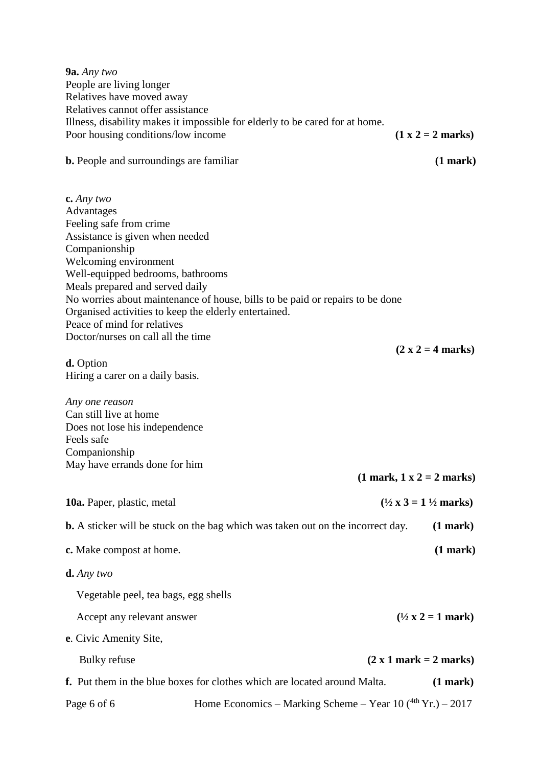**9a.** *Any two*
People are living longer
Relatives have moved away
Relatives cannot offer assistance
Illness, disability makes it impossible for elderly to be cared for at home.
Poor housing conditions/low income **(1 x 2 = 2 marks)**

**b.** People and surroundings are familiar **(1 mark)**

**c.** *Any two*
Advantages
Feeling safe from crime
Assistance is given when needed
Companionship
Welcoming environment
Well-equipped bedrooms, bathrooms
Meals prepared and served daily
No worries about maintenance of house, bills to be paid or repairs to be done
Organised activities to keep the elderly entertained.
Peace of mind for relatives
Doctor/nurses on call all the time
**(2 x 2 = 4 marks)**

**d.** Option
Hiring a carer on a daily basis.

*Any one reason*
Can still live at home
Does not lose his independence
Feels safe
Companionship
May have errands done for him
**(1 mark, 1 x 2 = 2 marks)**

**10a.** Paper, plastic, metal **(½ x 3 = 1 ½ marks)**

**b.** A sticker will be stuck on the bag which was taken out on the incorrect day. **(1 mark)**

**c.** Make compost at home. **(1 mark)**

**d.** *Any two*

Vegetable peel, tea bags, egg shells

Accept any relevant answer **(½ x 2 = 1 mark)**

**e**. Civic Amenity Site,

Bulky refuse **(2 x 1 mark = 2 marks)**

**f.** Put them in the blue boxes for clothes which are located around Malta. **(1 mark)**